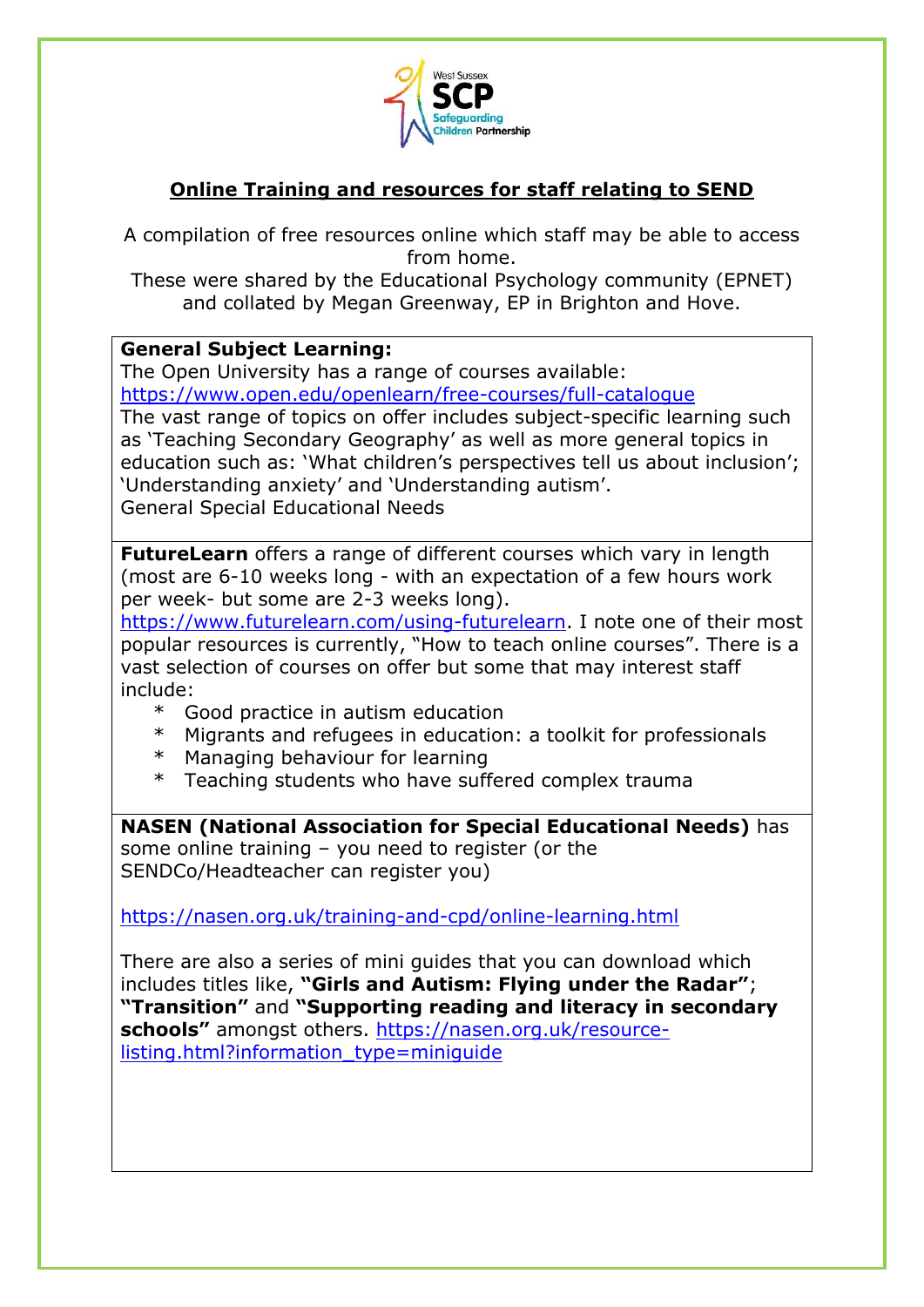West Sussex SCP Safeguarding Children Partnership

## Online Training and resources for staff relating to SEND

A compilation of free resources online which staff may be able to access from home.
These were shared by the Educational Psychology community (EPNET) and collated by Megan Greenway, EP in Brighton and Hove.

**General Subject Learning:**
The Open University has a range of courses available:
https://www.open.edu/openlearn/free-courses/full-catalogue
The vast range of topics on offer includes subject-specific learning such as 'Teaching Secondary Geography' as well as more general topics in education such as: 'What children's perspectives tell us about inclusion'; 'Understanding anxiety' and 'Understanding autism'.
General Special Educational Needs

**FutureLearn** offers a range of different courses which vary in length (most are 6-10 weeks long - with an expectation of a few hours work per week- but some are 2-3 weeks long).
https://www.futurelearn.com/using-futurelearn. I note one of their most popular resources is currently, "How to teach online courses". There is a vast selection of courses on offer but some that may interest staff include:

* Good practice in autism education
* Migrants and refugees in education: a toolkit for professionals
* Managing behaviour for learning
* Teaching students who have suffered complex trauma

**NASEN (National Association for Special Educational Needs)** has some online training – you need to register (or the SENDCo/Headteacher can register you)

https://nasen.org.uk/training-and-cpd/online-learning.html

There are also a series of mini guides that you can download which includes titles like, **"Girls and Autism: Flying under the Radar"**; **"Transition"** and **"Supporting reading and literacy in secondary schools"** amongst others. https://nasen.org.uk/resource-listing.html?information_type=miniguide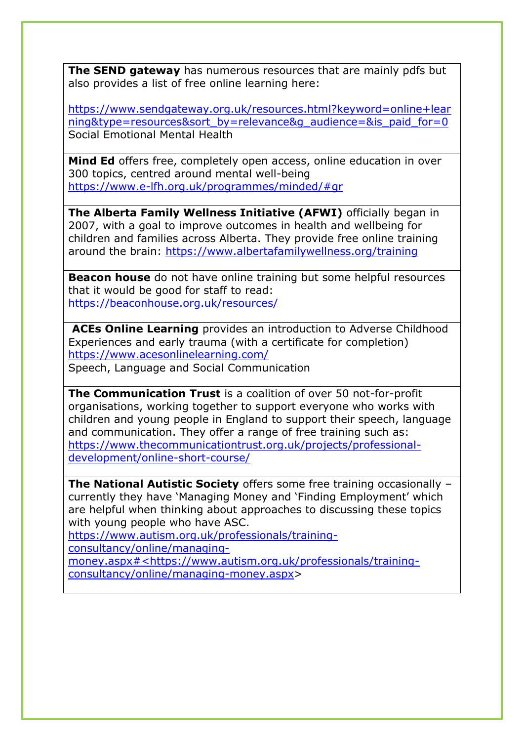**The SEND gateway** has numerous resources that are mainly pdfs but also provides a list of free online learning here:

https://www.sendgateway.org.uk/resources.html?keyword=online+learning&type=resources&sort_by=relevance&g_audience=&is_paid_for=0

Social Emotional Mental Health

---

**Mind Ed** offers free, completely open access, online education in over 300 topics, centred around mental well-being
https://www.e-lfh.org.uk/programmes/minded/#gr

---

**The Alberta Family Wellness Initiative (AFWI)** officially began in 2007, with a goal to improve outcomes in health and wellbeing for children and families across Alberta. They provide free online training around the brain: https://www.albertafamilywellness.org/training

---

**Beacon house** do not have online training but some helpful resources that it would be good for staff to read:
https://beaconhouse.org.uk/resources/

---

**ACEs Online Learning** provides an introduction to Adverse Childhood Experiences and early trauma (with a certificate for completion)
https://www.acesonlinelearning.com/

Speech, Language and Social Communication

---

**The Communication Trust** is a coalition of over 50 not-for-profit organisations, working together to support everyone who works with children and young people in England to support their speech, language and communication. They offer a range of free training such as:
https://www.thecommunicationtrust.org.uk/projects/professional-development/online-short-course/

---

**The National Autistic Society** offers some free training occasionally – currently they have 'Managing Money and 'Finding Employment' which are helpful when thinking about approaches to discussing these topics with young people who have ASC.
https://www.autism.org.uk/professionals/training-consultancy/online/managing-money.aspx#<https://www.autism.org.uk/professionals/training-consultancy/online/managing-money.aspx>